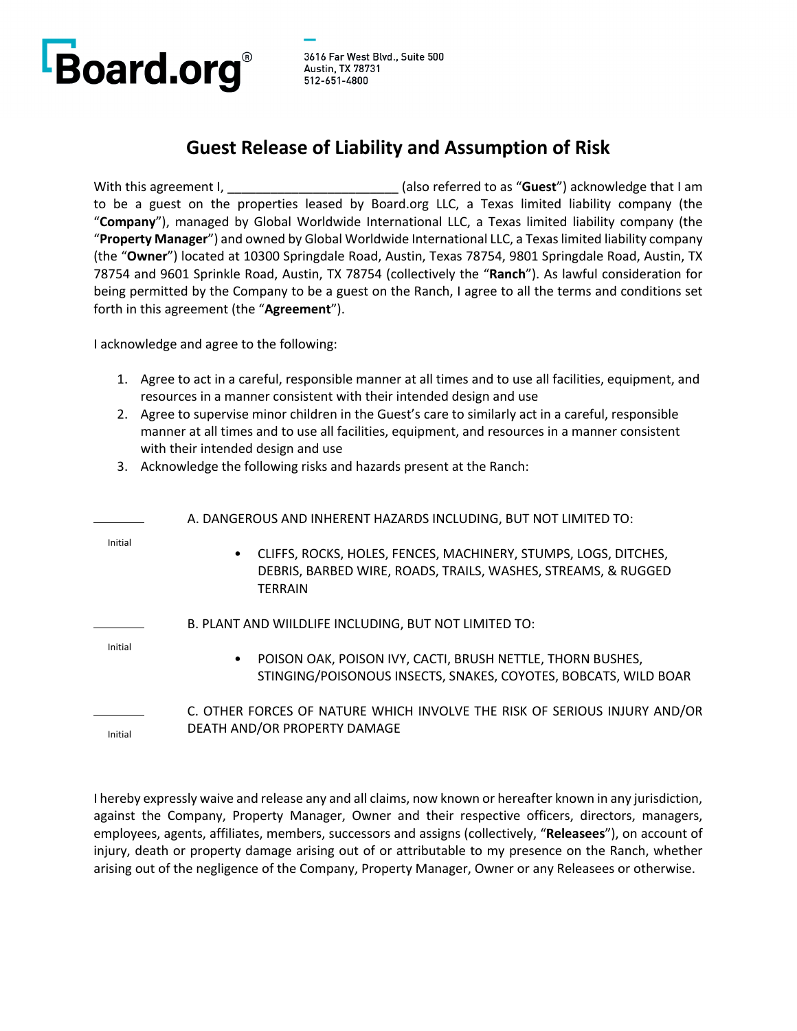Board.org®

3616 Far West Blvd., Suite 500
Austin, TX 78731
512-651-4800

# Guest Release of Liability and Assumption of Risk

With this agreement I, ________________________ (also referred to as "**Guest**") acknowledge that I am to be a guest on the properties leased by Board.org LLC, a Texas limited liability company (the "**Company**"), managed by Global Worldwide International LLC, a Texas limited liability company (the "**Property Manager**") and owned by Global Worldwide International LLC, a Texas limited liability company (the "**Owner**") located at 10300 Springdale Road, Austin, Texas 78754, 9801 Springdale Road, Austin, TX 78754 and 9601 Sprinkle Road, Austin, TX 78754 (collectively the "**Ranch**"). As lawful consideration for being permitted by the Company to be a guest on the Ranch, I agree to all the terms and conditions set forth in this agreement (the "**Agreement**").

I acknowledge and agree to the following:

1. Agree to act in a careful, responsible manner at all times and to use all facilities, equipment, and resources in a manner consistent with their intended design and use
2. Agree to supervise minor children in the Guest's care to similarly act in a careful, responsible manner at all times and to use all facilities, equipment, and resources in a manner consistent with their intended design and use
3. Acknowledge the following risks and hazards present at the Ranch:

________ Initial

A. DANGEROUS AND INHERENT HAZARDS INCLUDING, BUT NOT LIMITED TO:

- CLIFFS, ROCKS, HOLES, FENCES, MACHINERY, STUMPS, LOGS, DITCHES, DEBRIS, BARBED WIRE, ROADS, TRAILS, WASHES, STREAMS, & RUGGED TERRAIN

________ Initial

B. PLANT AND WIILDLIFE INCLUDING, BUT NOT LIMITED TO:

- POISON OAK, POISON IVY, CACTI, BRUSH NETTLE, THORN BUSHES, STINGING/POISONOUS INSECTS, SNAKES, COYOTES, BOBCATS, WILD BOAR

________ Initial

C. OTHER FORCES OF NATURE WHICH INVOLVE THE RISK OF SERIOUS INJURY AND/OR DEATH AND/OR PROPERTY DAMAGE

I hereby expressly waive and release any and all claims, now known or hereafter known in any jurisdiction, against the Company, Property Manager, Owner and their respective officers, directors, managers, employees, agents, affiliates, members, successors and assigns (collectively, "**Releasees**"), on account of injury, death or property damage arising out of or attributable to my presence on the Ranch, whether arising out of the negligence of the Company, Property Manager, Owner or any Releasees or otherwise.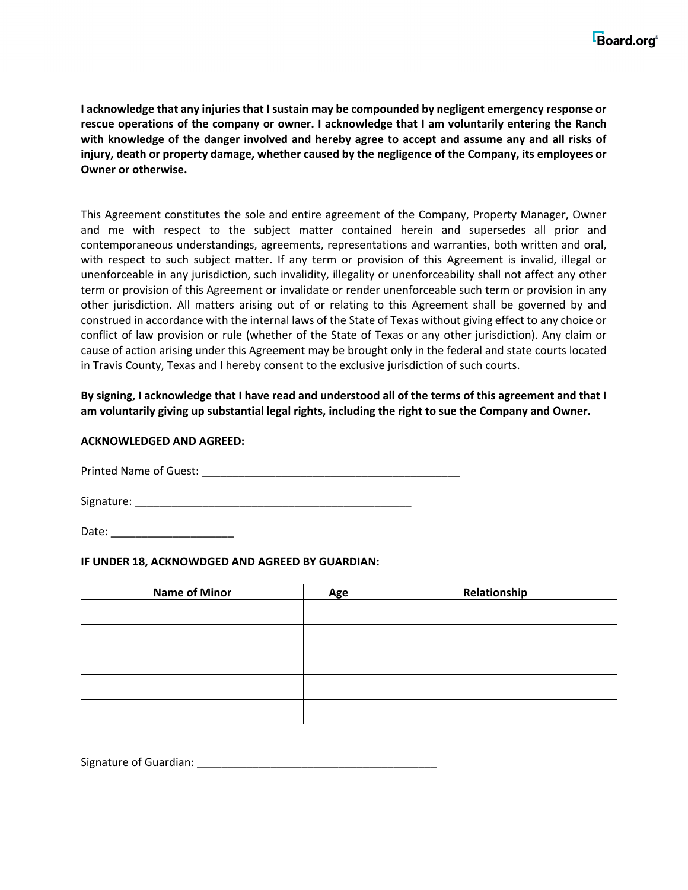**I acknowledge that any injuries that I sustain may be compounded by negligent emergency response or rescue operations of the company or owner. I acknowledge that I am voluntarily entering the Ranch with knowledge of the danger involved and hereby agree to accept and assume any and all risks of injury, death or property damage, whether caused by the negligence of the Company, its employees or Owner or otherwise.**

This Agreement constitutes the sole and entire agreement of the Company, Property Manager, Owner and me with respect to the subject matter contained herein and supersedes all prior and contemporaneous understandings, agreements, representations and warranties, both written and oral, with respect to such subject matter. If any term or provision of this Agreement is invalid, illegal or unenforceable in any jurisdiction, such invalidity, illegality or unenforceability shall not affect any other term or provision of this Agreement or invalidate or render unenforceable such term or provision in any other jurisdiction. All matters arising out of or relating to this Agreement shall be governed by and construed in accordance with the internal laws of the State of Texas without giving effect to any choice or conflict of law provision or rule (whether of the State of Texas or any other jurisdiction). Any claim or cause of action arising under this Agreement may be brought only in the federal and state courts located in Travis County, Texas and I hereby consent to the exclusive jurisdiction of such courts.

**By signing, I acknowledge that I have read and understood all of the terms of this agreement and that I am voluntarily giving up substantial legal rights, including the right to sue the Company and Owner.**

**ACKNOWLEDGED AND AGREED:**

Printed Name of Guest: ___________________________________________

Signature: ______________________________________________

Date: ____________________

**IF UNDER 18, ACKNOWDGED AND AGREED BY GUARDIAN:**

| Name of Minor | Age | Relationship |
|---|---|---|
| | | |
| | | |
| | | |
| | | |
| | | |

Signature of Guardian: ________________________________________